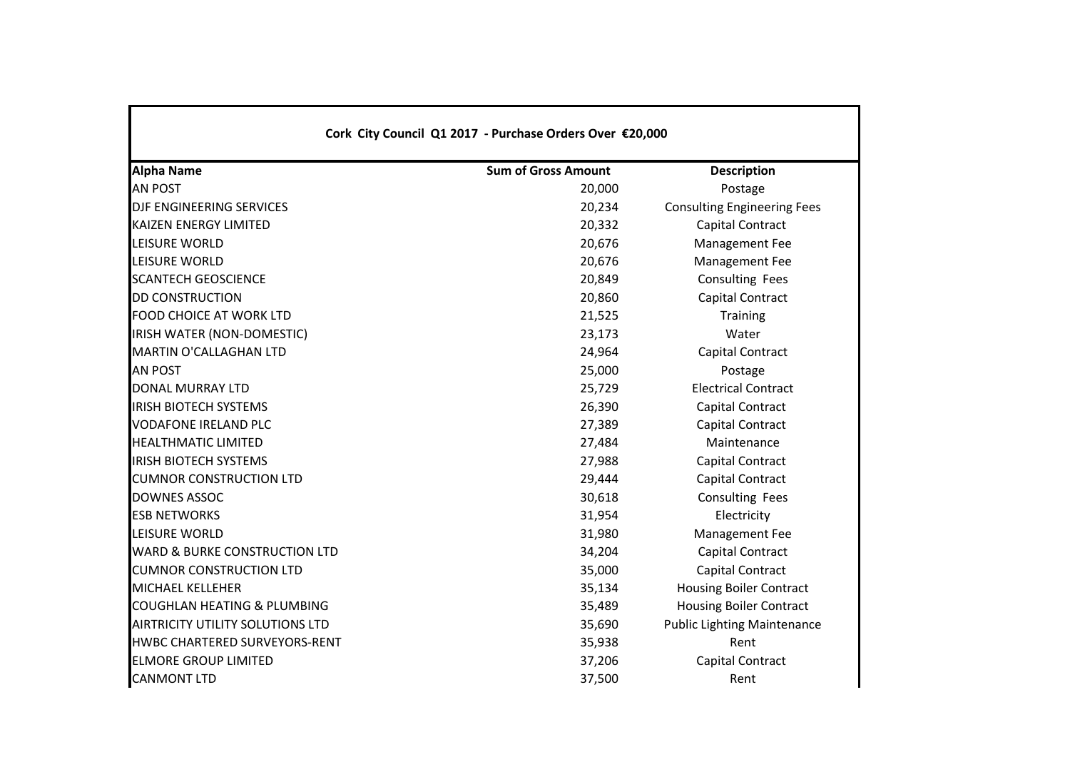**Cork City Council Q1 2017 - Purchase Orders Over €20,000**

| Alpha Name | Sum of Gross Amount | Description |
|---|---|---|
| AN POST | 20,000 | Postage |
| DJF ENGINEERING SERVICES | 20,234 | Consulting Engineering Fees |
| KAIZEN ENERGY LIMITED | 20,332 | Capital Contract |
| LEISURE WORLD | 20,676 | Management Fee |
| LEISURE WORLD | 20,676 | Management Fee |
| SCANTECH GEOSCIENCE | 20,849 | Consulting Fees |
| DD CONSTRUCTION | 20,860 | Capital Contract |
| FOOD CHOICE AT WORK LTD | 21,525 | Training |
| IRISH WATER (NON-DOMESTIC) | 23,173 | Water |
| MARTIN O'CALLAGHAN LTD | 24,964 | Capital Contract |
| AN POST | 25,000 | Postage |
| DONAL MURRAY LTD | 25,729 | Electrical Contract |
| IRISH BIOTECH SYSTEMS | 26,390 | Capital Contract |
| VODAFONE IRELAND PLC | 27,389 | Capital Contract |
| HEALTHMATIC LIMITED | 27,484 | Maintenance |
| IRISH BIOTECH SYSTEMS | 27,988 | Capital Contract |
| CUMNOR CONSTRUCTION LTD | 29,444 | Capital Contract |
| DOWNES ASSOC | 30,618 | Consulting Fees |
| ESB NETWORKS | 31,954 | Electricity |
| LEISURE WORLD | 31,980 | Management Fee |
| WARD & BURKE CONSTRUCTION LTD | 34,204 | Capital Contract |
| CUMNOR CONSTRUCTION LTD | 35,000 | Capital Contract |
| MICHAEL KELLEHER | 35,134 | Housing Boiler Contract |
| COUGHLAN HEATING & PLUMBING | 35,489 | Housing Boiler Contract |
| AIRTRICITY UTILITY SOLUTIONS LTD | 35,690 | Public Lighting Maintenance |
| HWBC CHARTERED SURVEYORS-RENT | 35,938 | Rent |
| ELMORE GROUP LIMITED | 37,206 | Capital Contract |
| CANMONT LTD | 37,500 | Rent |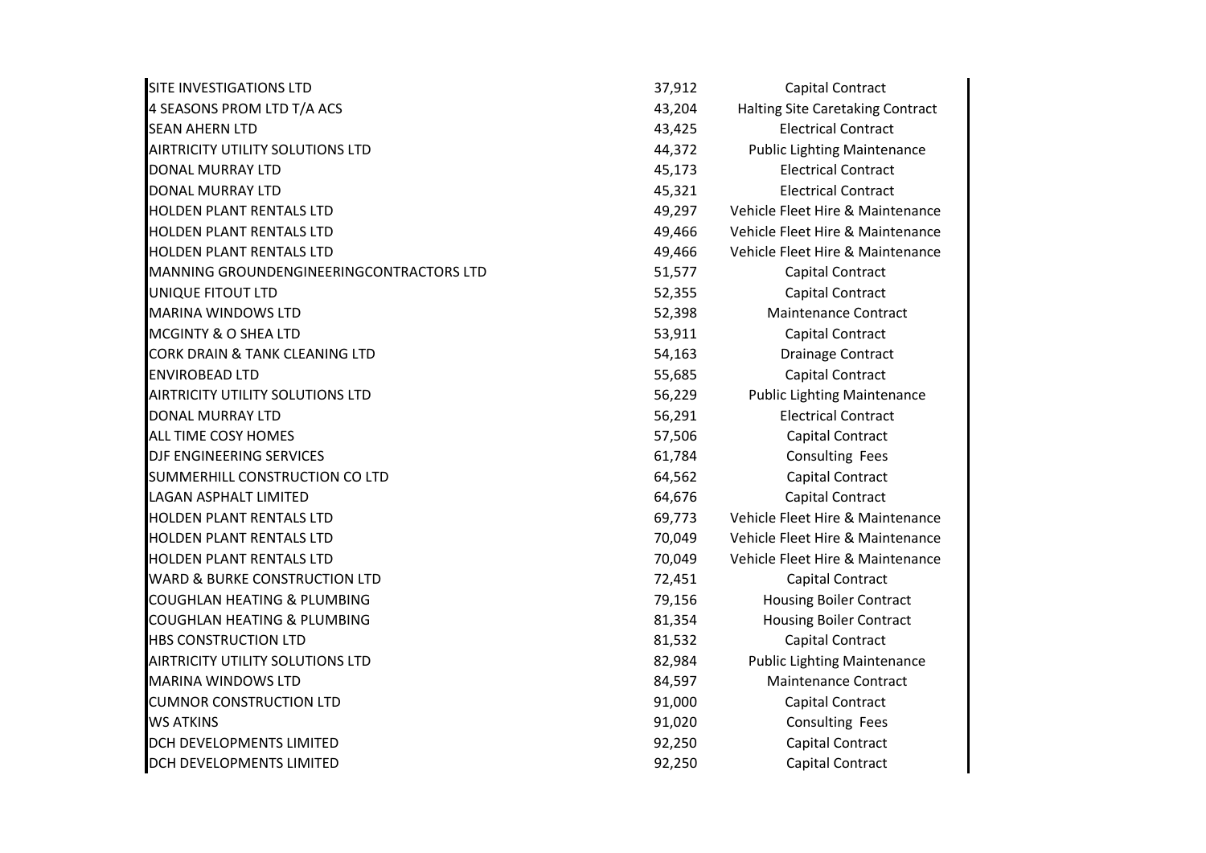| | | |
|---|---|---|
| SITE INVESTIGATIONS LTD | 37,912 | Capital Contract |
| 4 SEASONS PROM LTD T/A ACS | 43,204 | Halting Site Caretaking Contract |
| SEAN AHERN LTD | 43,425 | Electrical Contract |
| AIRTRICITY UTILITY SOLUTIONS LTD | 44,372 | Public Lighting Maintenance |
| DONAL MURRAY LTD | 45,173 | Electrical Contract |
| DONAL MURRAY LTD | 45,321 | Electrical Contract |
| HOLDEN PLANT RENTALS LTD | 49,297 | Vehicle Fleet Hire & Maintenance |
| HOLDEN PLANT RENTALS LTD | 49,466 | Vehicle Fleet Hire & Maintenance |
| HOLDEN PLANT RENTALS LTD | 49,466 | Vehicle Fleet Hire & Maintenance |
| MANNING GROUNDENGINEERINGCONTRACTORS LTD | 51,577 | Capital Contract |
| UNIQUE FITOUT LTD | 52,355 | Capital Contract |
| MARINA WINDOWS LTD | 52,398 | Maintenance Contract |
| MCGINTY & O SHEA LTD | 53,911 | Capital Contract |
| CORK DRAIN & TANK CLEANING LTD | 54,163 | Drainage Contract |
| ENVIROBEAD LTD | 55,685 | Capital Contract |
| AIRTRICITY UTILITY SOLUTIONS LTD | 56,229 | Public Lighting Maintenance |
| DONAL MURRAY LTD | 56,291 | Electrical Contract |
| ALL TIME COSY HOMES | 57,506 | Capital Contract |
| DJF ENGINEERING SERVICES | 61,784 | Consulting Fees |
| SUMMERHILL CONSTRUCTION CO LTD | 64,562 | Capital Contract |
| LAGAN ASPHALT LIMITED | 64,676 | Capital Contract |
| HOLDEN PLANT RENTALS LTD | 69,773 | Vehicle Fleet Hire & Maintenance |
| HOLDEN PLANT RENTALS LTD | 70,049 | Vehicle Fleet Hire & Maintenance |
| HOLDEN PLANT RENTALS LTD | 70,049 | Vehicle Fleet Hire & Maintenance |
| WARD & BURKE CONSTRUCTION LTD | 72,451 | Capital Contract |
| COUGHLAN HEATING & PLUMBING | 79,156 | Housing Boiler Contract |
| COUGHLAN HEATING & PLUMBING | 81,354 | Housing Boiler Contract |
| HBS CONSTRUCTION LTD | 81,532 | Capital Contract |
| AIRTRICITY UTILITY SOLUTIONS LTD | 82,984 | Public Lighting Maintenance |
| MARINA WINDOWS LTD | 84,597 | Maintenance Contract |
| CUMNOR CONSTRUCTION LTD | 91,000 | Capital Contract |
| WS ATKINS | 91,020 | Consulting Fees |
| DCH DEVELOPMENTS LIMITED | 92,250 | Capital Contract |
| DCH DEVELOPMENTS LIMITED | 92,250 | Capital Contract |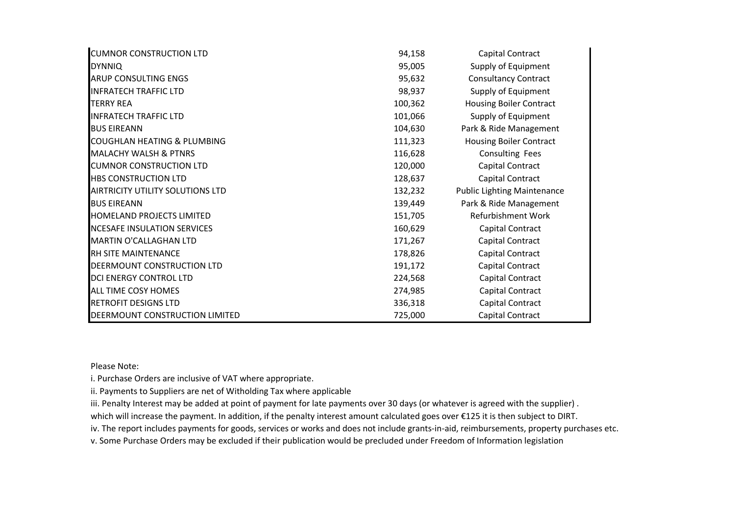| | | |
|---|---|---|
| CUMNOR CONSTRUCTION LTD | 94,158 | Capital Contract |
| DYNNIQ | 95,005 | Supply of Equipment |
| ARUP CONSULTING ENGS | 95,632 | Consultancy Contract |
| INFRATECH TRAFFIC LTD | 98,937 | Supply of Equipment |
| TERRY REA | 100,362 | Housing Boiler Contract |
| INFRATECH TRAFFIC LTD | 101,066 | Supply of Equipment |
| BUS EIREANN | 104,630 | Park & Ride Management |
| COUGHLAN HEATING & PLUMBING | 111,323 | Housing Boiler Contract |
| MALACHY WALSH & PTNRS | 116,628 | Consulting Fees |
| CUMNOR CONSTRUCTION LTD | 120,000 | Capital Contract |
| HBS CONSTRUCTION LTD | 128,637 | Capital Contract |
| AIRTRICITY UTILITY SOLUTIONS LTD | 132,232 | Public Lighting Maintenance |
| BUS EIREANN | 139,449 | Park & Ride Management |
| HOMELAND PROJECTS LIMITED | 151,705 | Refurbishment Work |
| NCESAFE INSULATION SERVICES | 160,629 | Capital Contract |
| MARTIN O'CALLAGHAN LTD | 171,267 | Capital Contract |
| RH SITE MAINTENANCE | 178,826 | Capital Contract |
| DEERMOUNT CONSTRUCTION LTD | 191,172 | Capital Contract |
| DCI ENERGY CONTROL LTD | 224,568 | Capital Contract |
| ALL TIME COSY HOMES | 274,985 | Capital Contract |
| RETROFIT DESIGNS LTD | 336,318 | Capital Contract |
| DEERMOUNT CONSTRUCTION LIMITED | 725,000 | Capital Contract |

Please Note:

i. Purchase Orders are inclusive of VAT where appropriate.

ii. Payments to Suppliers are net of Witholding Tax where applicable

iii. Penalty Interest may be added at point of payment for late payments over 30 days (or whatever is agreed with the supplier) .
which will increase the payment. In addition, if the penalty interest amount calculated goes over €125 it is then subject to DIRT.

iv. The report includes payments for goods, services or works and does not include grants-in-aid, reimbursements, property purchases etc.

v. Some Purchase Orders may be excluded if their publication would be precluded under Freedom of Information legislation